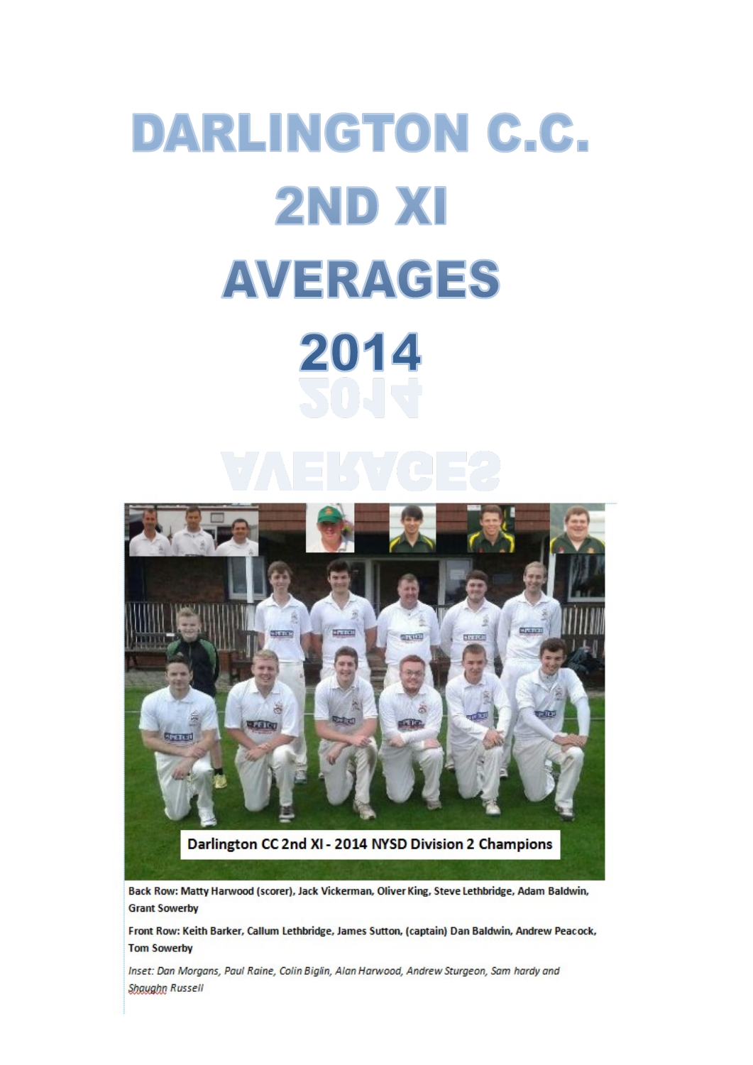# DARLINGTON C.C.
# 2ND XI
# AVERAGES
# 2014

Darlington CC 2nd XI - 2014 NYSD Division 2 Champions

**Back Row: Matty Harwood (scorer), Jack Vickerman, Oliver King, Steve Lethbridge, Adam Baldwin, Grant Sowerby**

**Front Row: Keith Barker, Callum Lethbridge, James Sutton, (captain) Dan Baldwin, Andrew Peacock, Tom Sowerby**

*Inset: Dan Morgans, Paul Raine, Colin Biglin, Alan Harwood, Andrew Sturgeon, Sam hardy and Shaughn Russell*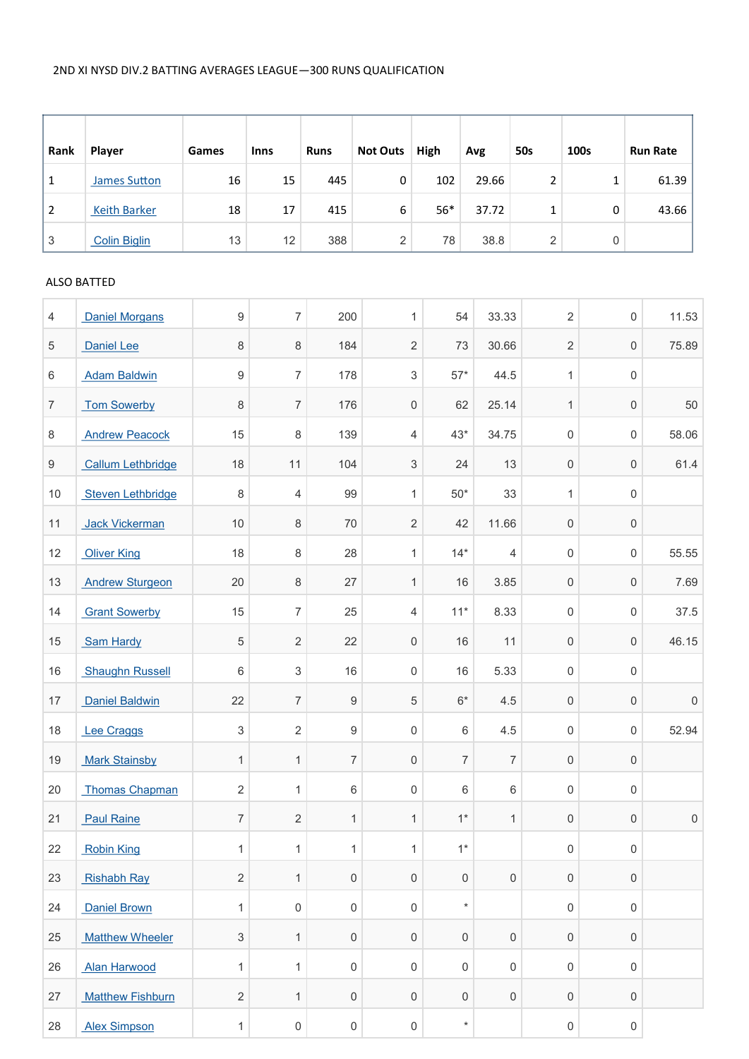2ND XI NYSD DIV.2 BATTING AVERAGES LEAGUE—300 RUNS QUALIFICATION

| Rank | Player | Games | Inns | Runs | Not Outs | High | Avg | 50s | 100s | Run Rate |
|---|---|---|---|---|---|---|---|---|---|---|
| 1 | James Sutton | 16 | 15 | 445 | 0 | 102 | 29.66 | 2 | 1 | 61.39 |
| 2 | Keith Barker | 18 | 17 | 415 | 6 | 56* | 37.72 | 1 | 0 | 43.66 |
| 3 | Colin Biglin | 13 | 12 | 388 | 2 | 78 | 38.8 | 2 | 0 | |

ALSO BATTED

| Rank | Player | Games | Inns | Runs | Not Outs | High | Avg | 50s | 100s | Run Rate |
|---|---|---|---|---|---|---|---|---|---|---|
| 4 | Daniel Morgans | 9 | 7 | 200 | 1 | 54 | 33.33 | 2 | 0 | 11.53 |
| 5 | Daniel Lee | 8 | 8 | 184 | 2 | 73 | 30.66 | 2 | 0 | 75.89 |
| 6 | Adam Baldwin | 9 | 7 | 178 | 3 | 57* | 44.5 | 1 | 0 | |
| 7 | Tom Sowerby | 8 | 7 | 176 | 0 | 62 | 25.14 | 1 | 0 | 50 |
| 8 | Andrew Peacock | 15 | 8 | 139 | 4 | 43* | 34.75 | 0 | 0 | 58.06 |
| 9 | Callum Lethbridge | 18 | 11 | 104 | 3 | 24 | 13 | 0 | 0 | 61.4 |
| 10 | Steven Lethbridge | 8 | 4 | 99 | 1 | 50* | 33 | 1 | 0 | |
| 11 | Jack Vickerman | 10 | 8 | 70 | 2 | 42 | 11.66 | 0 | 0 | |
| 12 | Oliver King | 18 | 8 | 28 | 1 | 14* | 4 | 0 | 0 | 55.55 |
| 13 | Andrew Sturgeon | 20 | 8 | 27 | 1 | 16 | 3.85 | 0 | 0 | 7.69 |
| 14 | Grant Sowerby | 15 | 7 | 25 | 4 | 11* | 8.33 | 0 | 0 | 37.5 |
| 15 | Sam Hardy | 5 | 2 | 22 | 0 | 16 | 11 | 0 | 0 | 46.15 |
| 16 | Shaughn Russell | 6 | 3 | 16 | 0 | 16 | 5.33 | 0 | 0 | |
| 17 | Daniel Baldwin | 22 | 7 | 9 | 5 | 6* | 4.5 | 0 | 0 | 0 |
| 18 | Lee Craggs | 3 | 2 | 9 | 0 | 6 | 4.5 | 0 | 0 | 52.94 |
| 19 | Mark Stainsby | 1 | 1 | 7 | 0 | 7 | 7 | 0 | 0 | |
| 20 | Thomas Chapman | 2 | 1 | 6 | 0 | 6 | 6 | 0 | 0 | |
| 21 | Paul Raine | 7 | 2 | 1 | 1 | 1* | 1 | 0 | 0 | 0 |
| 22 | Robin King | 1 | 1 | 1 | 1 | 1* | | 0 | 0 | |
| 23 | Rishabh Ray | 2 | 1 | 0 | 0 | 0 | 0 | 0 | 0 | |
| 24 | Daniel Brown | 1 | 0 | 0 | 0 | * | | 0 | 0 | |
| 25 | Matthew Wheeler | 3 | 1 | 0 | 0 | 0 | 0 | 0 | 0 | |
| 26 | Alan Harwood | 1 | 1 | 0 | 0 | 0 | 0 | 0 | 0 | |
| 27 | Matthew Fishburn | 2 | 1 | 0 | 0 | 0 | 0 | 0 | 0 | |
| 28 | Alex Simpson | 1 | 0 | 0 | 0 | * | | 0 | 0 | |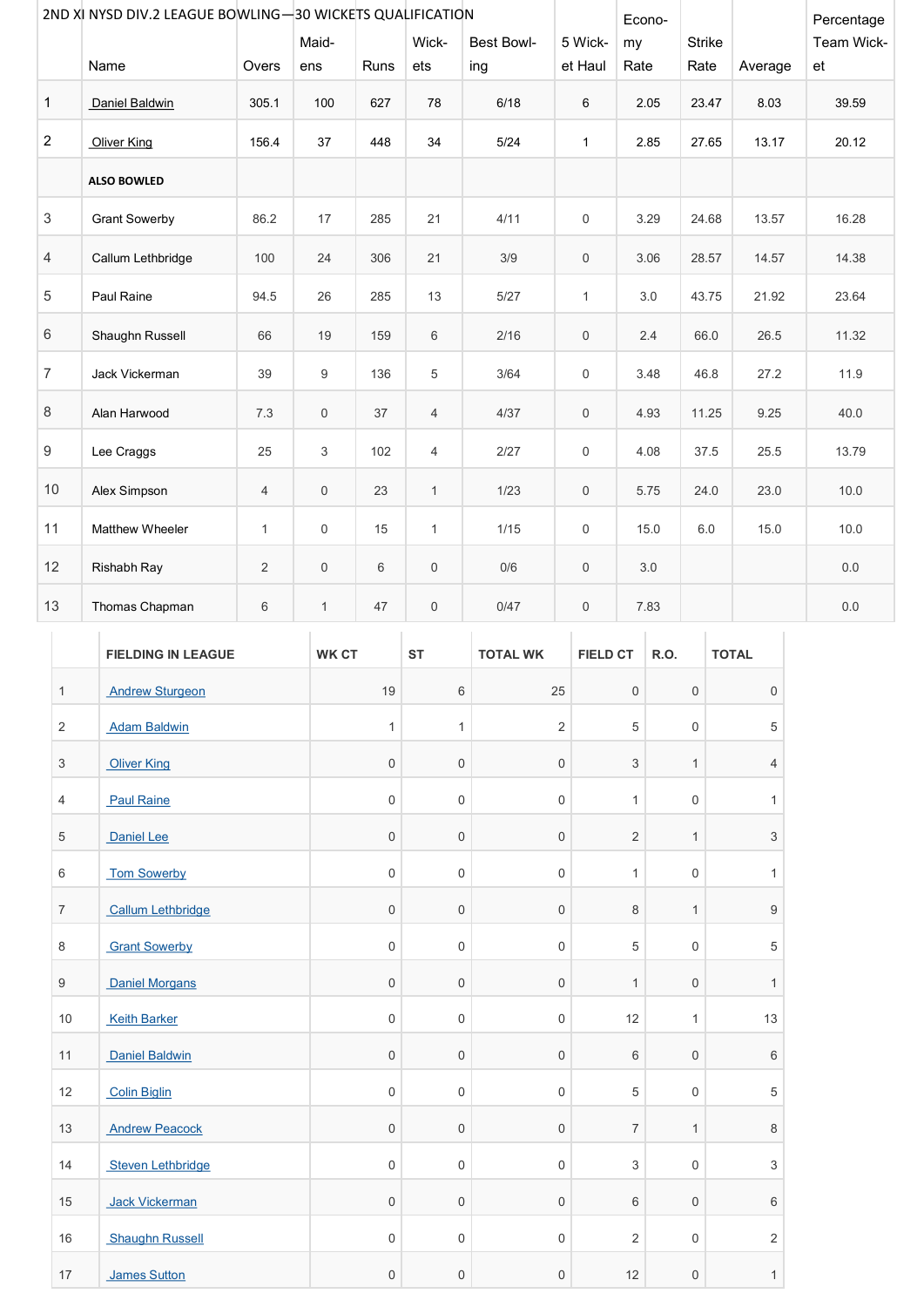## 2ND XI NYSD DIV.2 LEAGUE BOWLING—30 WICKETS QUALIFICATION

| | Name | Overs | Maidens | Runs | Wickets | Best Bowling | 5 Wicket Haul | Economy Rate | Strike Rate | Average | Percentage Team Wicket |
|---|---|---|---|---|---|---|---|---|---|---|---|
| 1 | Daniel Baldwin | 305.1 | 100 | 627 | 78 | 6/18 | 6 | 2.05 | 23.47 | 8.03 | 39.59 |
| 2 | Oliver King | 156.4 | 37 | 448 | 34 | 5/24 | 1 | 2.85 | 27.65 | 13.17 | 20.12 |
| | **ALSO BOWLED** | | | | | | | | | | |
| 3 | Grant Sowerby | 86.2 | 17 | 285 | 21 | 4/11 | 0 | 3.29 | 24.68 | 13.57 | 16.28 |
| 4 | Callum Lethbridge | 100 | 24 | 306 | 21 | 3/9 | 0 | 3.06 | 28.57 | 14.57 | 14.38 |
| 5 | Paul Raine | 94.5 | 26 | 285 | 13 | 5/27 | 1 | 3.0 | 43.75 | 21.92 | 23.64 |
| 6 | Shaughn Russell | 66 | 19 | 159 | 6 | 2/16 | 0 | 2.4 | 66.0 | 26.5 | 11.32 |
| 7 | Jack Vickerman | 39 | 9 | 136 | 5 | 3/64 | 0 | 3.48 | 46.8 | 27.2 | 11.9 |
| 8 | Alan Harwood | 7.3 | 0 | 37 | 4 | 4/37 | 0 | 4.93 | 11.25 | 9.25 | 40.0 |
| 9 | Lee Craggs | 25 | 3 | 102 | 4 | 2/27 | 0 | 4.08 | 37.5 | 25.5 | 13.79 |
| 10 | Alex Simpson | 4 | 0 | 23 | 1 | 1/23 | 0 | 5.75 | 24.0 | 23.0 | 10.0 |
| 11 | Matthew Wheeler | 1 | 0 | 15 | 1 | 1/15 | 0 | 15.0 | 6.0 | 15.0 | 10.0 |
| 12 | Rishabh Ray | 2 | 0 | 6 | 0 | 0/6 | 0 | 3.0 | | | 0.0 |
| 13 | Thomas Chapman | 6 | 1 | 47 | 0 | 0/47 | 0 | 7.83 | | | 0.0 |

| | FIELDING IN LEAGUE | WK CT | ST | TOTAL WK | FIELD CT | R.O. | TOTAL |
|---|---|---|---|---|---|---|---|
| 1 | Andrew Sturgeon | 19 | 6 | 25 | 0 | 0 | 0 |
| 2 | Adam Baldwin | 1 | 1 | 2 | 5 | 0 | 5 |
| 3 | Oliver King | 0 | 0 | 0 | 3 | 1 | 4 |
| 4 | Paul Raine | 0 | 0 | 0 | 1 | 0 | 1 |
| 5 | Daniel Lee | 0 | 0 | 0 | 2 | 1 | 3 |
| 6 | Tom Sowerby | 0 | 0 | 0 | 1 | 0 | 1 |
| 7 | Callum Lethbridge | 0 | 0 | 0 | 8 | 1 | 9 |
| 8 | Grant Sowerby | 0 | 0 | 0 | 5 | 0 | 5 |
| 9 | Daniel Morgans | 0 | 0 | 0 | 1 | 0 | 1 |
| 10 | Keith Barker | 0 | 0 | 0 | 12 | 1 | 13 |
| 11 | Daniel Baldwin | 0 | 0 | 0 | 6 | 0 | 6 |
| 12 | Colin Biglin | 0 | 0 | 0 | 5 | 0 | 5 |
| 13 | Andrew Peacock | 0 | 0 | 0 | 7 | 1 | 8 |
| 14 | Steven Lethbridge | 0 | 0 | 0 | 3 | 0 | 3 |
| 15 | Jack Vickerman | 0 | 0 | 0 | 6 | 0 | 6 |
| 16 | Shaughn Russell | 0 | 0 | 0 | 2 | 0 | 2 |
| 17 | James Sutton | 0 | 0 | 0 | 12 | 0 | 1 |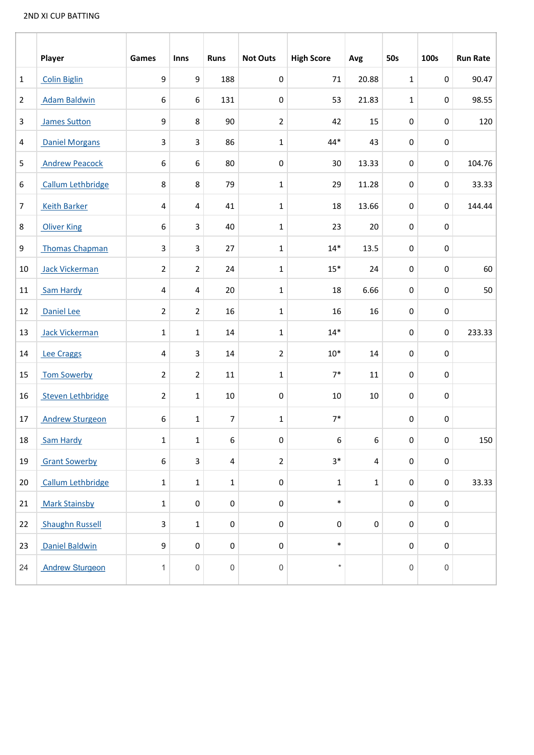2ND XI CUP BATTING

| | Player | Games | Inns | Runs | Not Outs | High Score | Avg | 50s | 100s | Run Rate |
|---|---|---|---|---|---|---|---|---|---|---|
| 1 | Colin Biglin | 9 | 9 | 188 | 0 | 71 | 20.88 | 1 | 0 | 90.47 |
| 2 | Adam Baldwin | 6 | 6 | 131 | 0 | 53 | 21.83 | 1 | 0 | 98.55 |
| 3 | James Sutton | 9 | 8 | 90 | 2 | 42 | 15 | 0 | 0 | 120 |
| 4 | Daniel Morgans | 3 | 3 | 86 | 1 | 44* | 43 | 0 | 0 | |
| 5 | Andrew Peacock | 6 | 6 | 80 | 0 | 30 | 13.33 | 0 | 0 | 104.76 |
| 6 | Callum Lethbridge | 8 | 8 | 79 | 1 | 29 | 11.28 | 0 | 0 | 33.33 |
| 7 | Keith Barker | 4 | 4 | 41 | 1 | 18 | 13.66 | 0 | 0 | 144.44 |
| 8 | Oliver King | 6 | 3 | 40 | 1 | 23 | 20 | 0 | 0 | |
| 9 | Thomas Chapman | 3 | 3 | 27 | 1 | 14* | 13.5 | 0 | 0 | |
| 10 | Jack Vickerman | 2 | 2 | 24 | 1 | 15* | 24 | 0 | 0 | 60 |
| 11 | Sam Hardy | 4 | 4 | 20 | 1 | 18 | 6.66 | 0 | 0 | 50 |
| 12 | Daniel Lee | 2 | 2 | 16 | 1 | 16 | 16 | 0 | 0 | |
| 13 | Jack Vickerman | 1 | 1 | 14 | 1 | 14* | | 0 | 0 | 233.33 |
| 14 | Lee Craggs | 4 | 3 | 14 | 2 | 10* | 14 | 0 | 0 | |
| 15 | Tom Sowerby | 2 | 2 | 11 | 1 | 7* | 11 | 0 | 0 | |
| 16 | Steven Lethbridge | 2 | 1 | 10 | 0 | 10 | 10 | 0 | 0 | |
| 17 | Andrew Sturgeon | 6 | 1 | 7 | 1 | 7* | | 0 | 0 | |
| 18 | Sam Hardy | 1 | 1 | 6 | 0 | 6 | 6 | 0 | 0 | 150 |
| 19 | Grant Sowerby | 6 | 3 | 4 | 2 | 3* | 4 | 0 | 0 | |
| 20 | Callum Lethbridge | 1 | 1 | 1 | 0 | 1 | 1 | 0 | 0 | 33.33 |
| 21 | Mark Stainsby | 1 | 0 | 0 | 0 | * | | 0 | 0 | |
| 22 | Shaughn Russell | 3 | 1 | 0 | 0 | 0 | 0 | 0 | 0 | |
| 23 | Daniel Baldwin | 9 | 0 | 0 | 0 | * | | 0 | 0 | |
| 24 | Andrew Sturgeon | 1 | 0 | 0 | 0 | * | | 0 | 0 | |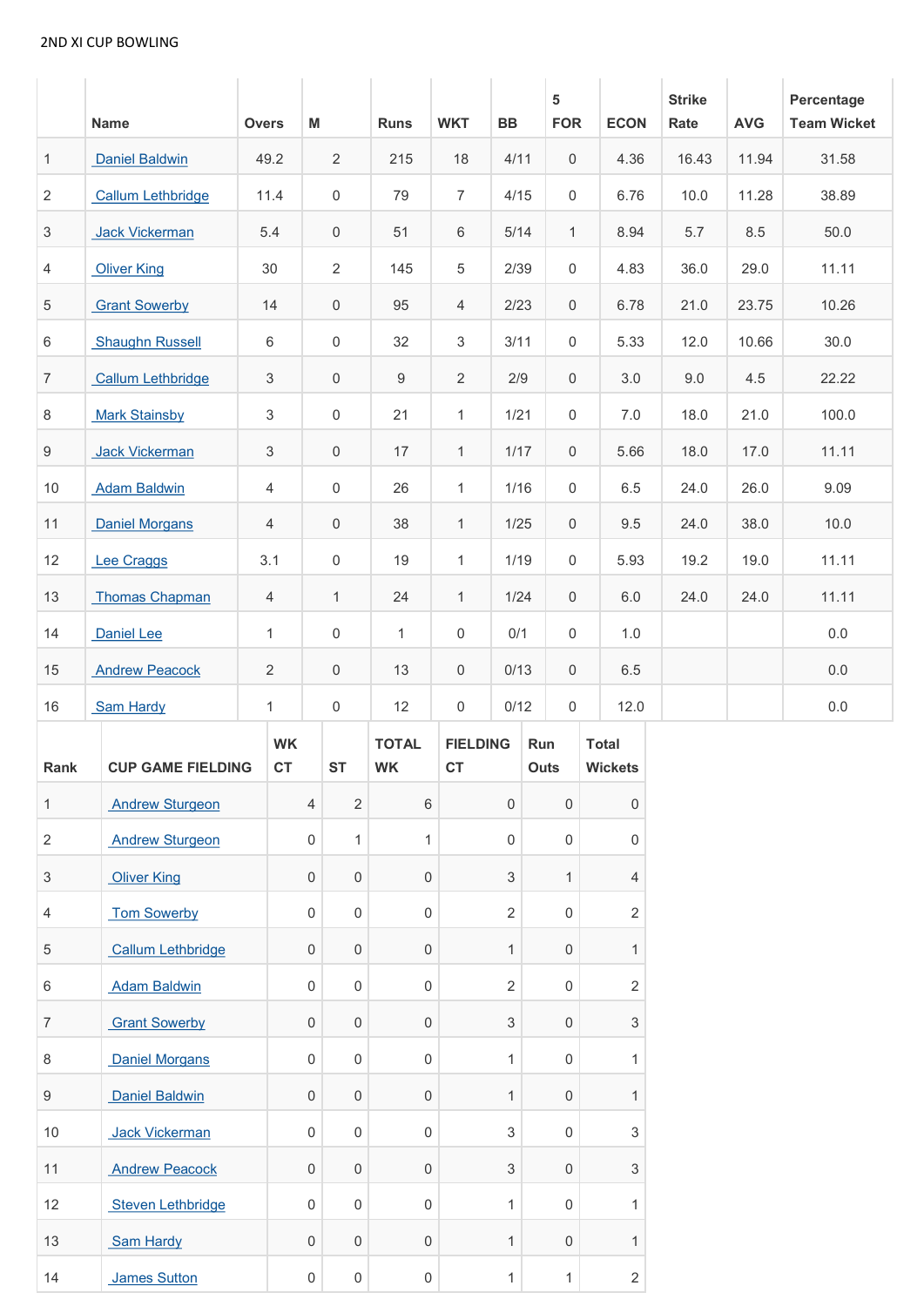2ND XI CUP BOWLING

| | Name | Overs | M | Runs | WKT | BB | 5 FOR | ECON | Strike Rate | AVG | Percentage Team Wicket |
|---|---|---|---|---|---|---|---|---|---|---|---|
| 1 | Daniel Baldwin | 49.2 | 2 | 215 | 18 | 4/11 | 0 | 4.36 | 16.43 | 11.94 | 31.58 |
| 2 | Callum Lethbridge | 11.4 | 0 | 79 | 7 | 4/15 | 0 | 6.76 | 10.0 | 11.28 | 38.89 |
| 3 | Jack Vickerman | 5.4 | 0 | 51 | 6 | 5/14 | 1 | 8.94 | 5.7 | 8.5 | 50.0 |
| 4 | Oliver King | 30 | 2 | 145 | 5 | 2/39 | 0 | 4.83 | 36.0 | 29.0 | 11.11 |
| 5 | Grant Sowerby | 14 | 0 | 95 | 4 | 2/23 | 0 | 6.78 | 21.0 | 23.75 | 10.26 |
| 6 | Shaughn Russell | 6 | 0 | 32 | 3 | 3/11 | 0 | 5.33 | 12.0 | 10.66 | 30.0 |
| 7 | Callum Lethbridge | 3 | 0 | 9 | 2 | 2/9 | 0 | 3.0 | 9.0 | 4.5 | 22.22 |
| 8 | Mark Stainsby | 3 | 0 | 21 | 1 | 1/21 | 0 | 7.0 | 18.0 | 21.0 | 100.0 |
| 9 | Jack Vickerman | 3 | 0 | 17 | 1 | 1/17 | 0 | 5.66 | 18.0 | 17.0 | 11.11 |
| 10 | Adam Baldwin | 4 | 0 | 26 | 1 | 1/16 | 0 | 6.5 | 24.0 | 26.0 | 9.09 |
| 11 | Daniel Morgans | 4 | 0 | 38 | 1 | 1/25 | 0 | 9.5 | 24.0 | 38.0 | 10.0 |
| 12 | Lee Craggs | 3.1 | 0 | 19 | 1 | 1/19 | 0 | 5.93 | 19.2 | 19.0 | 11.11 |
| 13 | Thomas Chapman | 4 | 1 | 24 | 1 | 1/24 | 0 | 6.0 | 24.0 | 24.0 | 11.11 |
| 14 | Daniel Lee | 1 | 0 | 1 | 0 | 0/1 | 0 | 1.0 | | | 0.0 |
| 15 | Andrew Peacock | 2 | 0 | 13 | 0 | 0/13 | 0 | 6.5 | | | 0.0 |
| 16 | Sam Hardy | 1 | 0 | 12 | 0 | 0/12 | 0 | 12.0 | | | 0.0 |

| Rank | CUP GAME FIELDING | WK CT | ST | TOTAL WK | FIELDING CT | Run Outs | Total Wickets |
|---|---|---|---|---|---|---|---|
| 1 | Andrew Sturgeon | 4 | 2 | 6 | 0 | 0 | 0 |
| 2 | Andrew Sturgeon | 0 | 1 | 1 | 0 | 0 | 0 |
| 3 | Oliver King | 0 | 0 | 0 | 3 | 1 | 4 |
| 4 | Tom Sowerby | 0 | 0 | 0 | 2 | 0 | 2 |
| 5 | Callum Lethbridge | 0 | 0 | 0 | 1 | 0 | 1 |
| 6 | Adam Baldwin | 0 | 0 | 0 | 2 | 0 | 2 |
| 7 | Grant Sowerby | 0 | 0 | 0 | 3 | 0 | 3 |
| 8 | Daniel Morgans | 0 | 0 | 0 | 1 | 0 | 1 |
| 9 | Daniel Baldwin | 0 | 0 | 0 | 1 | 0 | 1 |
| 10 | Jack Vickerman | 0 | 0 | 0 | 3 | 0 | 3 |
| 11 | Andrew Peacock | 0 | 0 | 0 | 3 | 0 | 3 |
| 12 | Steven Lethbridge | 0 | 0 | 0 | 1 | 0 | 1 |
| 13 | Sam Hardy | 0 | 0 | 0 | 1 | 0 | 1 |
| 14 | James Sutton | 0 | 0 | 0 | 1 | 1 | 2 |